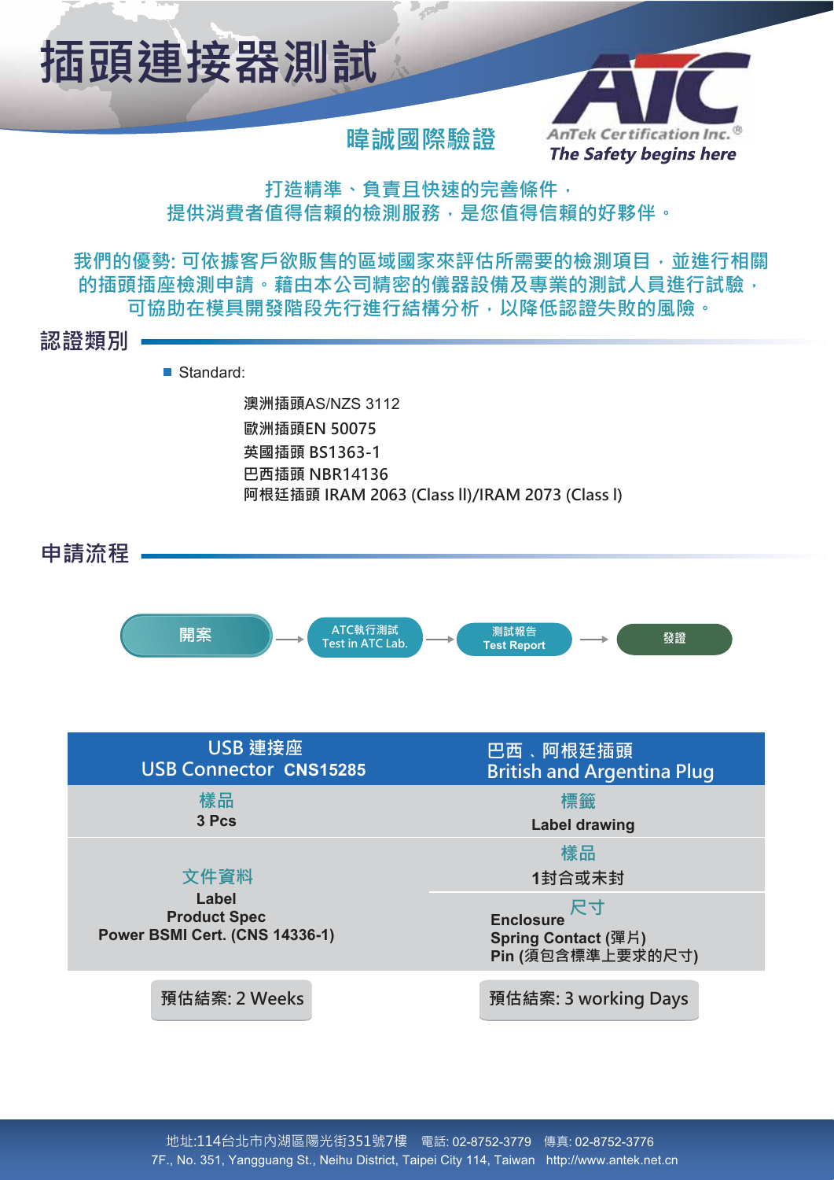# 插頭連接器測試

**暐誠國際驗證**

AnTek Certification Inc.®
*The Safety begins here*

打造精準、負責且快速的完善條件，
提供消費者值得信賴的檢測服務，是您值得信賴的好夥伴。

我們的優勢: 可依據客戶欲販售的區域國家來評估所需要的檢測項目，並進行相關的插頭插座檢測申請。藉由本公司精密的儀器設備及專業的測試人員進行試驗，可協助在模具開發階段先行進行結構分析，以降低認證失敗的風險。

## 認證類別

- Standard:

  澳洲插頭AS/NZS 3112
  歐洲插頭EN 50075
  英國插頭 BS1363-1
  巴西插頭 NBR14136
  阿根廷插頭 IRAM 2063 (Class II)/IRAM 2073 (Class I)

## 申請流程

開案 → ATC執行測試 Test in ATC Lab. → 測試報告 Test Report → 發證

| USB 連接座<br>USB Connector **CNS15285** | 巴西、阿根廷插頭<br>British and Argentina Plug |
|---|---|
| 樣品<br>**3 Pcs** | 標籤<br>**Label drawing** |
| 文件資料<br>**Label**<br>**Product Spec**<br>**Power BSMI Cert. (CNS 14336-1)** | 樣品<br>**1封合或未封**<br><br>尺寸<br>**Enclosure**<br>**Spring Contact (彈片)**<br>**Pin (須包含標準上要求的尺寸)** |
| 預估結案: 2 Weeks | 預估結案: 3 working Days |

地址:114台北市內湖區陽光街351號7樓　電話: 02-8752-3779　傳真: 02-8752-3776
7F., No. 351, Yangguang St., Neihu District, Taipei City 114, Taiwan　http://www.antek.net.cn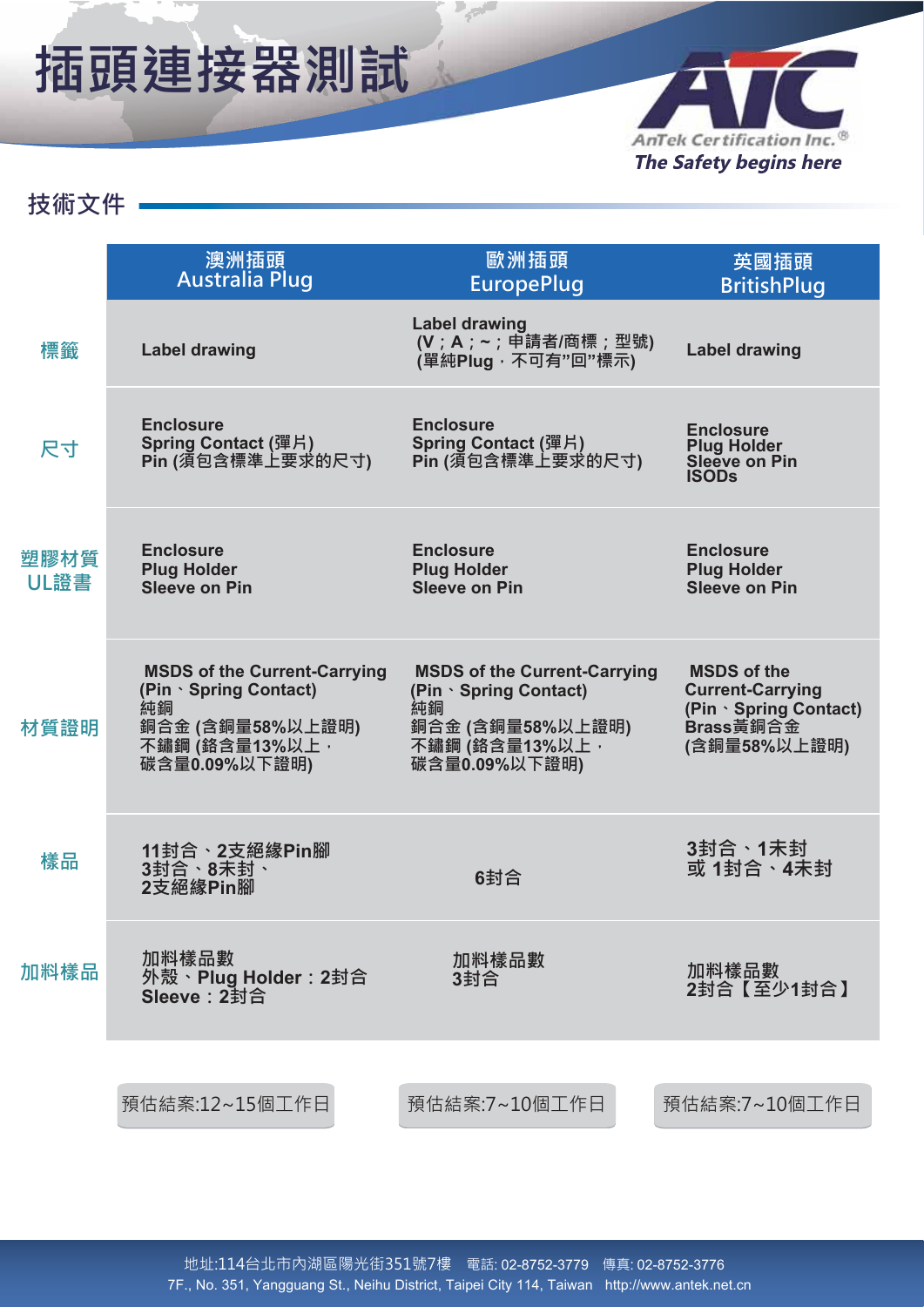# 插頭連接器測試

AnTek Certification Inc.®
*The Safety begins here*

## 技術文件

| | 澳洲插頭 Australia Plug | 歐洲插頭 EuropePlug | 英國插頭 BritishPlug |
|---|---|---|---|
| 標籤 | Label drawing | Label drawing<br>(V；A；~；申請者/商標；型號)<br>(單純Plug，不可有"回"標示) | Label drawing |
| 尺寸 | Enclosure<br>Spring Contact (彈片)<br>Pin (須包含標準上要求的尺寸) | Enclosure<br>Spring Contact (彈片)<br>Pin (須包含標準上要求的尺寸) | Enclosure<br>Plug Holder<br>Sleeve on Pin<br>ISODs |
| 塑膠材質 UL證書 | Enclosure<br>Plug Holder<br>Sleeve on Pin | Enclosure<br>Plug Holder<br>Sleeve on Pin | Enclosure<br>Plug Holder<br>Sleeve on Pin |
| 材質證明 | MSDS of the Current-Carrying (Pin、Spring Contact)<br>純銅<br>銅合金 (含銅量58%以上證明)<br>不鏽鋼 (鉻含量13%以上，碳含量0.09%以下證明) | MSDS of the Current-Carrying (Pin、Spring Contact)<br>純銅<br>銅合金 (含銅量58%以上證明)<br>不鏽鋼 (鉻含量13%以上，碳含量0.09%以下證明) | MSDS of the Current-Carrying (Pin、Spring Contact)<br>Brass黃銅合金<br>(含銅量58%以上證明) |
| 樣品 | 11封合、2支絕緣Pin腳<br>3封合、8末封、<br>2支絕緣Pin腳 | 6封合 | 3封合、1末封<br>或 1封合、4末封 |
| 加料樣品 | 加料樣品數<br>外殼、Plug Holder：2封合<br>Sleeve：2封合 | 加料樣品數<br>3封合 | 加料樣品數<br>2封合【至少1封合】 |
| | 預估結案:12~15個工作日 | 預估結案:7~10個工作日 | 預估結案:7~10個工作日 |

地址:114台北市內湖區陽光街351號7樓　電話: 02-8752-3779　傳真: 02-8752-3776
7F., No. 351, Yangguang St., Neihu District, Taipei City 114, Taiwan　http://www.antek.net.cn